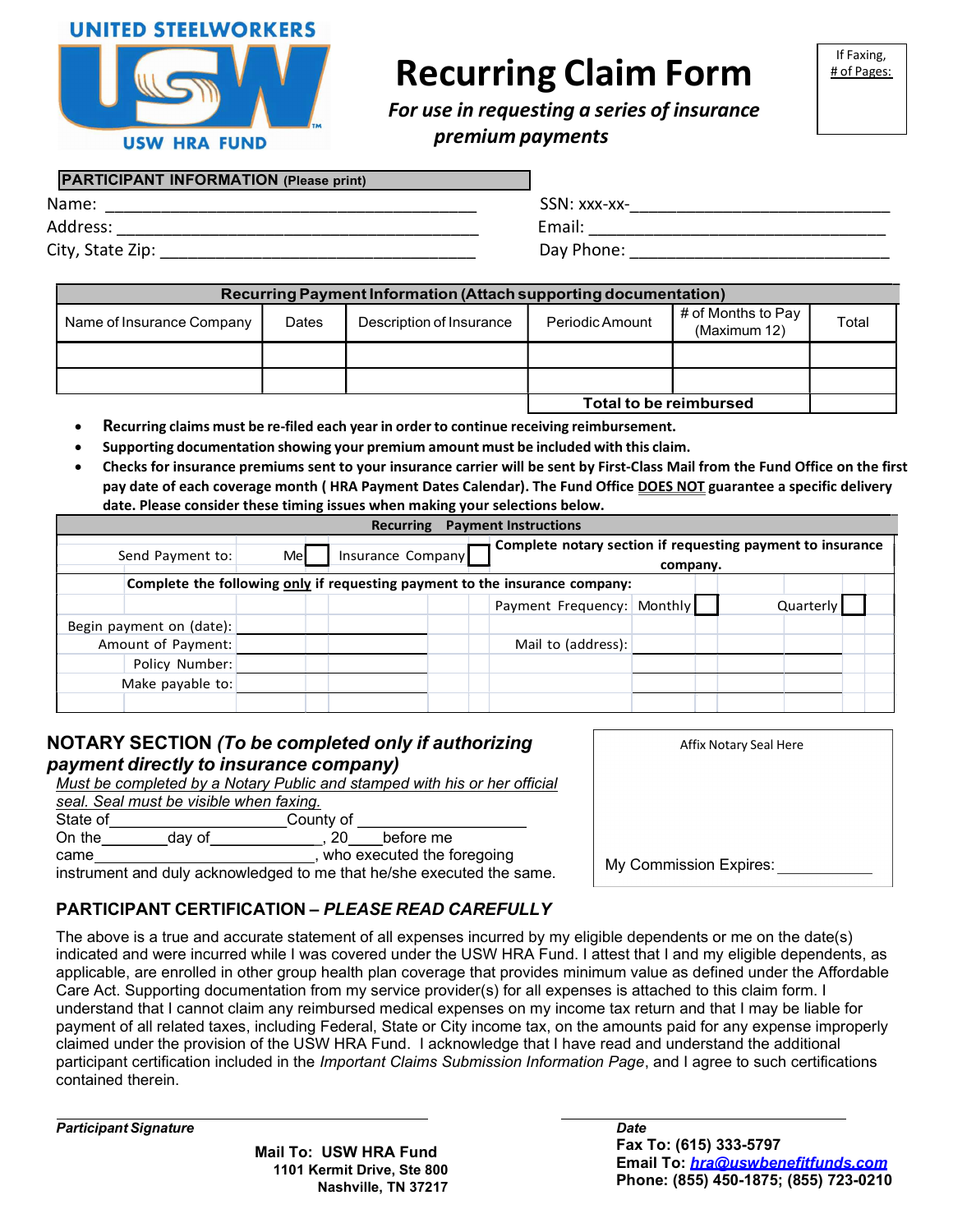UNITED STEELWORKERS

USW HRA FUND

# Recurring Claim Form

***For use in requesting a series of insurance premium payments***

If Faxing, # of Pages:

**PARTICIPANT INFORMATION (Please print)**

Name: ________________________________________ SSN: xxx-xx-____________________________

Address: ______________________________________ Email: _________________________________

City, State Zip: __________________________________ Day Phone: _____________________________

| Recurring Payment Information (Attach supporting documentation) | | | | | |
|---|---|---|---|---|---|
| Name of Insurance Company | Dates | Description of Insurance | Periodic Amount | # of Months to Pay (Maximum 12) | Total |
| | | | | | |
| | | | | | |
| | | | **Total to be reimbursed** | | |

- **Recurring claims must be re-filed each year in order to continue receiving reimbursement.**
- **Supporting documentation showing your premium amount must be included with this claim.**
- **Checks for insurance premiums sent to your insurance carrier will be sent by First-Class Mail from the Fund Office on the first pay date of each coverage month ( HRA Payment Dates Calendar). The Fund Office DOES NOT guarantee a specific delivery date. Please consider these timing issues when making your selections below.**

**Recurring Payment Instructions**

Send Payment to: Me ☐ Insurance Company ☐ — **Complete notary section if requesting payment to insurance company.**

**Complete the following only if requesting payment to the insurance company:**

Payment Frequency: Monthly ☐ Quarterly ☐

Begin payment on (date): ____________________

Amount of Payment: ____________________

Policy Number: ____________________

Make payable to: ____________________

Mail to (address): ____________________

## NOTARY SECTION *(To be completed only if authorizing payment directly to insurance company)*

*Must be completed by a Notary Public and stamped with his or her official seal. Seal must be visible when faxing.*

State of____________________County of ____________________

On the________day of_____________, 20____before me

came__________________________, who executed the foregoing instrument and duly acknowledged to me that he/she executed the same.

Affix Notary Seal Here

My Commission Expires: ___________

## PARTICIPANT CERTIFICATION – *PLEASE READ CAREFULLY*

The above is a true and accurate statement of all expenses incurred by my eligible dependents or me on the date(s) indicated and were incurred while I was covered under the USW HRA Fund. I attest that I and my eligible dependents, as applicable, are enrolled in other group health plan coverage that provides minimum value as defined under the Affordable Care Act. Supporting documentation from my service provider(s) for all expenses is attached to this claim form. I understand that I cannot claim any reimbursed medical expenses on my income tax return and that I may be liable for payment of all related taxes, including Federal, State or City income tax, on the amounts paid for any expense improperly claimed under the provision of the USW HRA Fund. I acknowledge that I have read and understand the additional participant certification included in the *Important Claims Submission Information Page*, and I agree to such certifications contained therein.

______________________________________ ______________________________

***Participant Signature*** ***Date***

**Mail To: USW HRA Fund**
**1101 Kermit Drive, Ste 800**
**Nashville, TN 37217**

**Fax To: (615) 333-5797**
**Email To: *hra@uswbenefitfunds.com***
**Phone: (855) 450-1875; (855) 723-0210**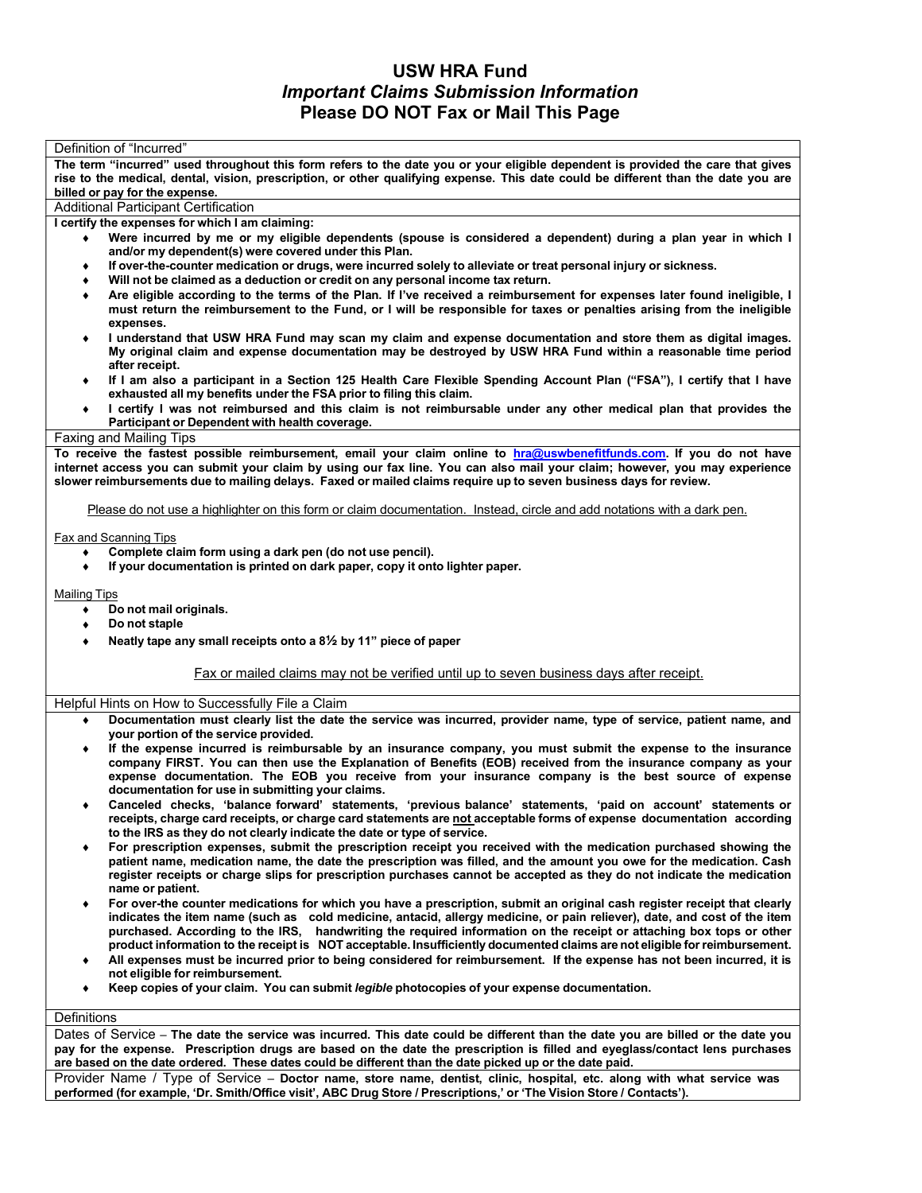# USW HRA Fund
## *Important Claims Submission Information*
## Please DO NOT Fax or Mail This Page

### Definition of "Incurred"

**The term "incurred" used throughout this form refers to the date you or your eligible dependent is provided the care that gives rise to the medical, dental, vision, prescription, or other qualifying expense. This date could be different than the date you are billed or pay for the expense.**

### Additional Participant Certification

**I certify the expenses for which I am claiming:**

- **Were incurred by me or my eligible dependents (spouse is considered a dependent) during a plan year in which I and/or my dependent(s) were covered under this Plan.**
- **If over-the-counter medication or drugs, were incurred solely to alleviate or treat personal injury or sickness.**
- **Will not be claimed as a deduction or credit on any personal income tax return.**
- **Are eligible according to the terms of the Plan. If I've received a reimbursement for expenses later found ineligible, I must return the reimbursement to the Fund, or I will be responsible for taxes or penalties arising from the ineligible expenses.**
- **I understand that USW HRA Fund may scan my claim and expense documentation and store them as digital images. My original claim and expense documentation may be destroyed by USW HRA Fund within a reasonable time period after receipt.**
- **If I am also a participant in a Section 125 Health Care Flexible Spending Account Plan ("FSA"), I certify that I have exhausted all my benefits under the FSA prior to filing this claim.**
- **I certify I was not reimbursed and this claim is not reimbursable under any other medical plan that provides the Participant or Dependent with health coverage.**

### Faxing and Mailing Tips

**To receive the fastest possible reimbursement, email your claim online to hra@uswbenefitfunds.com. If you do not have internet access you can submit your claim by using our fax line. You can also mail your claim; however, you may experience slower reimbursements due to mailing delays. Faxed or mailed claims require up to seven business days for review.**

<u>Please do not use a highlighter on this form or claim documentation. Instead, circle and add notations with a dark pen.</u>

<u>Fax and Scanning Tips</u>

- **Complete claim form using a dark pen (do not use pencil).**
- **If your documentation is printed on dark paper, copy it onto lighter paper.**

<u>Mailing Tips</u>

- **Do not mail originals.**
- **Do not staple**
- **Neatly tape any small receipts onto a 8½ by 11" piece of paper**

<u>Fax or mailed claims may not be verified until up to seven business days after receipt.</u>

### Helpful Hints on How to Successfully File a Claim

- **Documentation must clearly list the date the service was incurred, provider name, type of service, patient name, and your portion of the service provided.**
- **If the expense incurred is reimbursable by an insurance company, you must submit the expense to the insurance company FIRST. You can then use the Explanation of Benefits (EOB) received from the insurance company as your expense documentation. The EOB you receive from your insurance company is the best source of expense documentation for use in submitting your claims.**
- **Canceled checks, 'balance forward' statements, 'previous balance' statements, 'paid on account' statements or receipts, charge card receipts, or charge card statements are <u>not</u> acceptable forms of expense documentation according to the IRS as they do not clearly indicate the date or type of service.**
- **For prescription expenses, submit the prescription receipt you received with the medication purchased showing the patient name, medication name, the date the prescription was filled, and the amount you owe for the medication. Cash register receipts or charge slips for prescription purchases cannot be accepted as they do not indicate the medication name or patient.**
- **For over-the counter medications for which you have a prescription, submit an original cash register receipt that clearly indicates the item name (such as cold medicine, antacid, allergy medicine, or pain reliever), date, and cost of the item purchased. According to the IRS, handwriting the required information on the receipt or attaching box tops or other product information to the receipt is NOT acceptable. Insufficiently documented claims are not eligible for reimbursement.**
- **All expenses must be incurred prior to being considered for reimbursement. If the expense has not been incurred, it is not eligible for reimbursement.**
- **Keep copies of your claim. You can submit *legible* photocopies of your expense documentation.**

### Definitions

Dates of Service – **The date the service was incurred. This date could be different than the date you are billed or the date you pay for the expense. Prescription drugs are based on the date the prescription is filled and eyeglass/contact lens purchases are based on the date ordered. These dates could be different than the date picked up or the date paid.**

Provider Name / Type of Service – **Doctor name, store name, dentist, clinic, hospital, etc. along with what service was performed (for example, 'Dr. Smith/Office visit', ABC Drug Store / Prescriptions,' or 'The Vision Store / Contacts').**